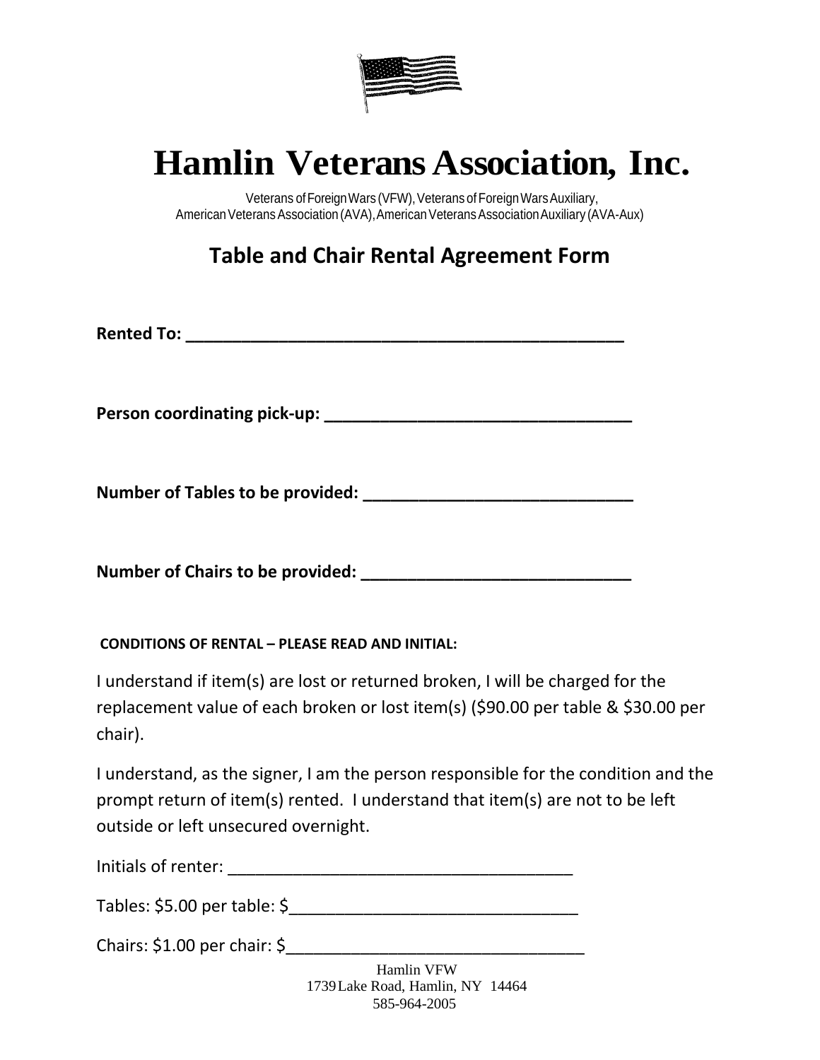# Hamlin Veterans Association, Inc.

Veterans of Foreign Wars (VFW), Veterans of Foreign Wars Auxiliary,
American Veterans Association (AVA), American Veterans Association Auxiliary (AVA-Aux)

## Table and Chair Rental Agreement Form

**Rented To: ______________________________________________**

**Person coordinating pick-up: ________________________________**

**Number of Tables to be provided: ____________________________**

**Number of Chairs to be provided: ____________________________**

**CONDITIONS OF RENTAL – PLEASE READ AND INITIAL:**

I understand if item(s) are lost or returned broken, I will be charged for the replacement value of each broken or lost item(s) ($90.00 per table & $30.00 per chair).

I understand, as the signer, I am the person responsible for the condition and the prompt return of item(s) rented. I understand that item(s) are not to be left outside or left unsecured overnight.

Initials of renter: ____________________________________

Tables: $5.00 per table: $______________________________

Chairs: $1.00 per chair: $_______________________________

Hamlin VFW
1739 Lake Road, Hamlin, NY 14464
585-964-2005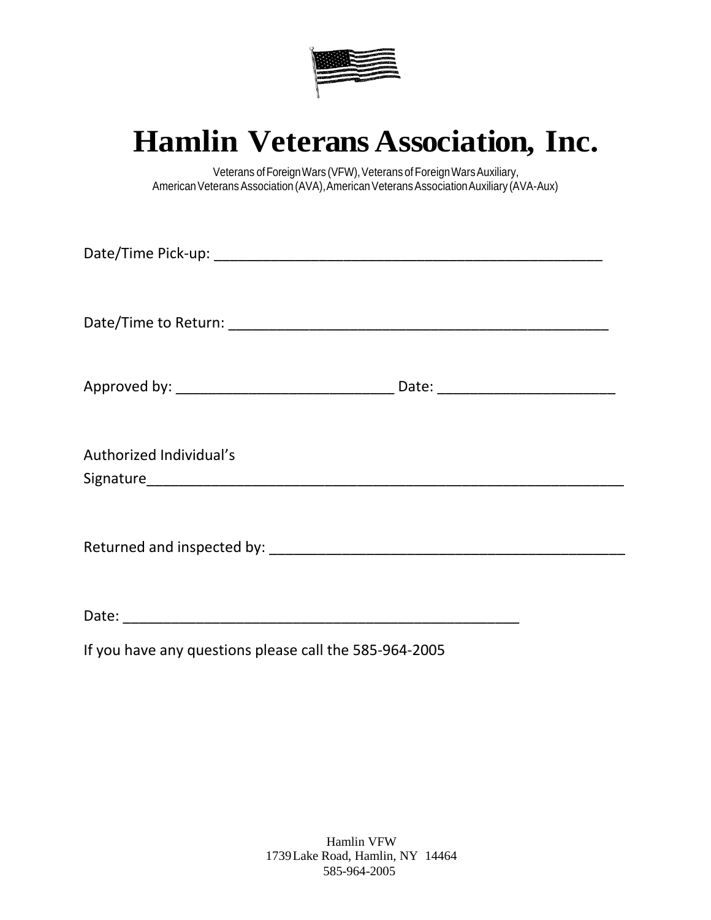# Hamlin Veterans Association, Inc.

Veterans of Foreign Wars (VFW), Veterans of Foreign Wars Auxiliary,
American Veterans Association (AVA), American Veterans Association Auxiliary (AVA-Aux)

Date/Time Pick-up: ___________________________________________________

Date/Time to Return: ___________________________________________________

Approved by: ____________________________ Date: ______________________

Authorized Individual's
Signature______________________________________________________________

Returned and inspected by: _____________________________________________

Date: ___________________________________________________

If you have any questions please call the 585-964-2005

Hamlin VFW
1739 Lake Road, Hamlin, NY 14464
585-964-2005